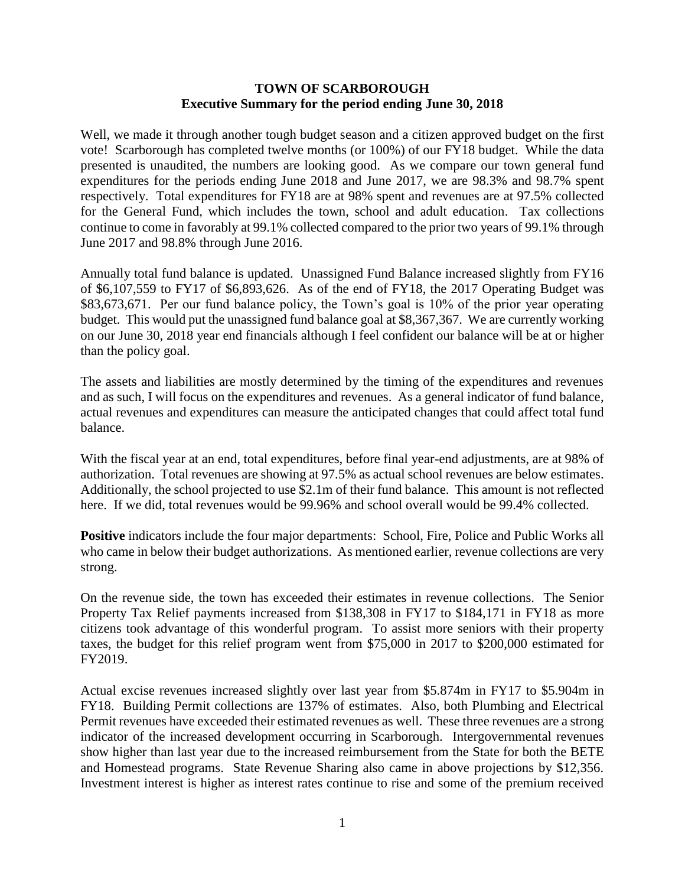**TOWN OF SCARBOROUGH**
**Executive Summary for the period ending June 30, 2018**

Well, we made it through another tough budget season and a citizen approved budget on the first vote! Scarborough has completed twelve months (or 100%) of our FY18 budget. While the data presented is unaudited, the numbers are looking good. As we compare our town general fund expenditures for the periods ending June 2018 and June 2017, we are 98.3% and 98.7% spent respectively. Total expenditures for FY18 are at 98% spent and revenues are at 97.5% collected for the General Fund, which includes the town, school and adult education. Tax collections continue to come in favorably at 99.1% collected compared to the prior two years of 99.1% through June 2017 and 98.8% through June 2016.

Annually total fund balance is updated. Unassigned Fund Balance increased slightly from FY16 of $6,107,559 to FY17 of $6,893,626. As of the end of FY18, the 2017 Operating Budget was $83,673,671. Per our fund balance policy, the Town's goal is 10% of the prior year operating budget. This would put the unassigned fund balance goal at $8,367,367. We are currently working on our June 30, 2018 year end financials although I feel confident our balance will be at or higher than the policy goal.

The assets and liabilities are mostly determined by the timing of the expenditures and revenues and as such, I will focus on the expenditures and revenues. As a general indicator of fund balance, actual revenues and expenditures can measure the anticipated changes that could affect total fund balance.

With the fiscal year at an end, total expenditures, before final year-end adjustments, are at 98% of authorization. Total revenues are showing at 97.5% as actual school revenues are below estimates. Additionally, the school projected to use $2.1m of their fund balance. This amount is not reflected here. If we did, total revenues would be 99.96% and school overall would be 99.4% collected.

**Positive** indicators include the four major departments: School, Fire, Police and Public Works all who came in below their budget authorizations. As mentioned earlier, revenue collections are very strong.

On the revenue side, the town has exceeded their estimates in revenue collections. The Senior Property Tax Relief payments increased from $138,308 in FY17 to $184,171 in FY18 as more citizens took advantage of this wonderful program. To assist more seniors with their property taxes, the budget for this relief program went from $75,000 in 2017 to $200,000 estimated for FY2019.

Actual excise revenues increased slightly over last year from $5.874m in FY17 to $5.904m in FY18. Building Permit collections are 137% of estimates. Also, both Plumbing and Electrical Permit revenues have exceeded their estimated revenues as well. These three revenues are a strong indicator of the increased development occurring in Scarborough. Intergovernmental revenues show higher than last year due to the increased reimbursement from the State for both the BETE and Homestead programs. State Revenue Sharing also came in above projections by $12,356. Investment interest is higher as interest rates continue to rise and some of the premium received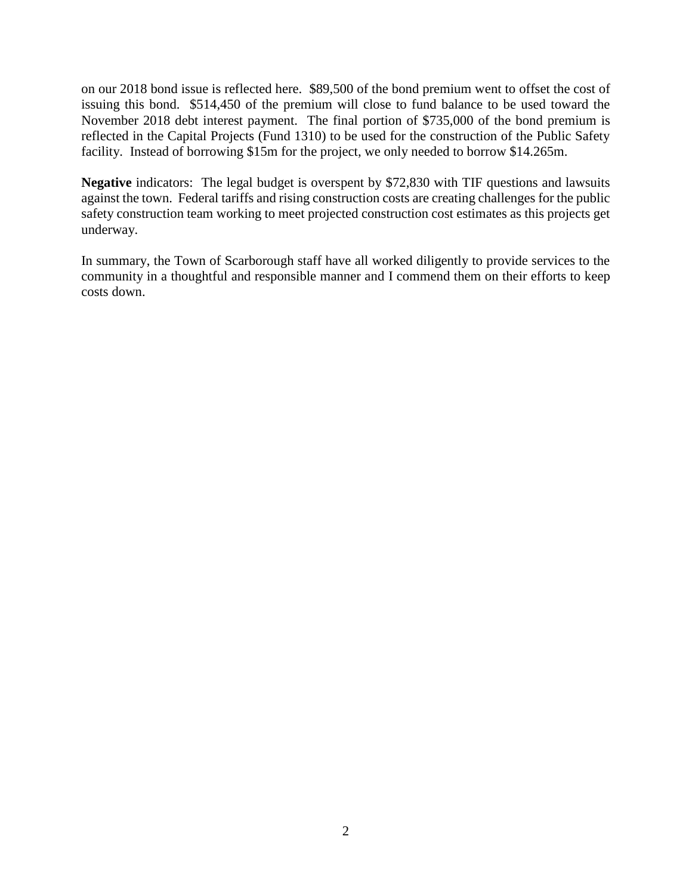on our 2018 bond issue is reflected here. $89,500 of the bond premium went to offset the cost of issuing this bond. $514,450 of the premium will close to fund balance to be used toward the November 2018 debt interest payment. The final portion of $735,000 of the bond premium is reflected in the Capital Projects (Fund 1310) to be used for the construction of the Public Safety facility. Instead of borrowing $15m for the project, we only needed to borrow $14.265m.

**Negative** indicators: The legal budget is overspent by $72,830 with TIF questions and lawsuits against the town. Federal tariffs and rising construction costs are creating challenges for the public safety construction team working to meet projected construction cost estimates as this projects get underway.

In summary, the Town of Scarborough staff have all worked diligently to provide services to the community in a thoughtful and responsible manner and I commend them on their efforts to keep costs down.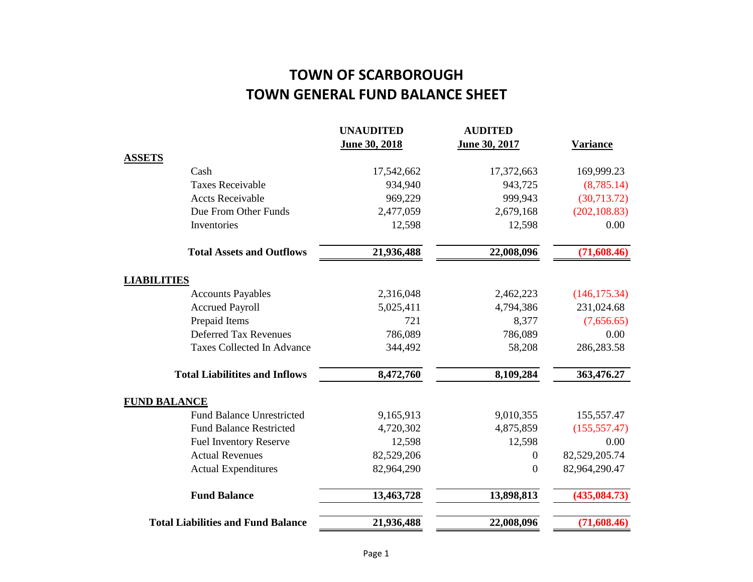# TOWN OF SCARBOROUGH
# TOWN GENERAL FUND BALANCE SHEET

| | UNAUDITED June 30, 2018 | AUDITED June 30, 2017 | Variance |
|---|---|---|---|
| **ASSETS** | | | |
| Cash | 17,542,662 | 17,372,663 | 169,999.23 |
| Taxes Receivable | 934,940 | 943,725 | (8,785.14) |
| Accts Receivable | 969,229 | 999,943 | (30,713.72) |
| Due From Other Funds | 2,477,059 | 2,679,168 | (202,108.83) |
| Inventories | 12,598 | 12,598 | 0.00 |
| **Total Assets and Outflows** | **21,936,488** | **22,008,096** | **(71,608.46)** |
| **LIABILITIES** | | | |
| Accounts Payables | 2,316,048 | 2,462,223 | (146,175.34) |
| Accrued Payroll | 5,025,411 | 4,794,386 | 231,024.68 |
| Prepaid Items | 721 | 8,377 | (7,656.65) |
| Deferred Tax Revenues | 786,089 | 786,089 | 0.00 |
| Taxes Collected In Advance | 344,492 | 58,208 | 286,283.58 |
| **Total Liabilitites and Inflows** | **8,472,760** | **8,109,284** | **363,476.27** |
| **FUND BALANCE** | | | |
| Fund Balance Unrestricted | 9,165,913 | 9,010,355 | 155,557.47 |
| Fund Balance Restricted | 4,720,302 | 4,875,859 | (155,557.47) |
| Fuel Inventory Reserve | 12,598 | 12,598 | 0.00 |
| Actual Revenues | 82,529,206 | 0 | 82,529,205.74 |
| Actual Expenditures | 82,964,290 | 0 | 82,964,290.47 |
| **Fund Balance** | **13,463,728** | **13,898,813** | **(435,084.73)** |
| **Total Liabilities and Fund Balance** | **21,936,488** | **22,008,096** | **(71,608.46)** |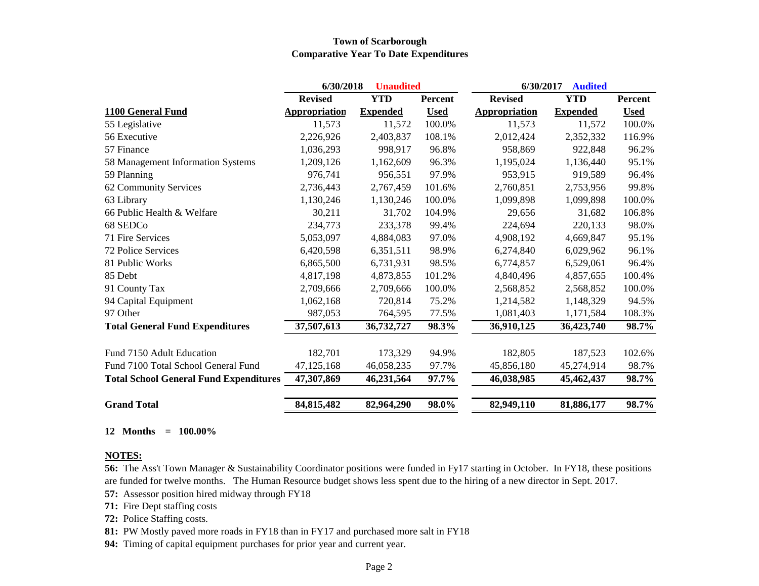# Town of Scarborough
## Comparative Year To Date Expenditures

| | 6/30/2018 Unaudited | | | 6/30/2017 Audited | | |
|---|---|---|---|---|---|---|
| **1100 General Fund** | **Revised Appropriation** | **YTD Expended** | **Percent Used** | **Revised Appropriation** | **YTD Expended** | **Percent Used** |
| 55 Legislative | 11,573 | 11,572 | 100.0% | 11,573 | 11,572 | 100.0% |
| 56 Executive | 2,226,926 | 2,403,837 | 108.1% | 2,012,424 | 2,352,332 | 116.9% |
| 57 Finance | 1,036,293 | 998,917 | 96.8% | 958,869 | 922,848 | 96.2% |
| 58 Management Information Systems | 1,209,126 | 1,162,609 | 96.3% | 1,195,024 | 1,136,440 | 95.1% |
| 59 Planning | 976,741 | 956,551 | 97.9% | 953,915 | 919,589 | 96.4% |
| 62 Community Services | 2,736,443 | 2,767,459 | 101.6% | 2,760,851 | 2,753,956 | 99.8% |
| 63 Library | 1,130,246 | 1,130,246 | 100.0% | 1,099,898 | 1,099,898 | 100.0% |
| 66 Public Health & Welfare | 30,211 | 31,702 | 104.9% | 29,656 | 31,682 | 106.8% |
| 68 SEDCo | 234,773 | 233,378 | 99.4% | 224,694 | 220,133 | 98.0% |
| 71 Fire Services | 5,053,097 | 4,884,083 | 97.0% | 4,908,192 | 4,669,847 | 95.1% |
| 72 Police Services | 6,420,598 | 6,351,511 | 98.9% | 6,274,840 | 6,029,962 | 96.1% |
| 81 Public Works | 6,865,500 | 6,731,931 | 98.5% | 6,774,857 | 6,529,061 | 96.4% |
| 85 Debt | 4,817,198 | 4,873,855 | 101.2% | 4,840,496 | 4,857,655 | 100.4% |
| 91 County Tax | 2,709,666 | 2,709,666 | 100.0% | 2,568,852 | 2,568,852 | 100.0% |
| 94 Capital Equipment | 1,062,168 | 720,814 | 75.2% | 1,214,582 | 1,148,329 | 94.5% |
| 97 Other | 987,053 | 764,595 | 77.5% | 1,081,403 | 1,171,584 | 108.3% |
| **Total General Fund Expenditures** | **37,507,613** | **36,732,727** | **98.3%** | **36,910,125** | **36,423,740** | **98.7%** |
| | | | | | | |
| Fund 7150 Adult Education | 182,701 | 173,329 | 94.9% | 182,805 | 187,523 | 102.6% |
| Fund 7100 Total School General Fund | 47,125,168 | 46,058,235 | 97.7% | 45,856,180 | 45,274,914 | 98.7% |
| **Total School General Fund Expenditures** | **47,307,869** | **46,231,564** | **97.7%** | **46,038,985** | **45,462,437** | **98.7%** |
| | | | | | | |
| **Grand Total** | **84,815,482** | **82,964,290** | **98.0%** | **82,949,110** | **81,886,177** | **98.7%** |

**12 Months = 100.00%**

**NOTES:**

**56:** The Ass't Town Manager & Sustainability Coordinator positions were funded in Fy17 starting in October. In FY18, these positions are funded for twelve months. The Human Resource budget shows less spent due to the hiring of a new director in Sept. 2017.

**57:** Assessor position hired midway through FY18

**71:** Fire Dept staffing costs

**72:** Police Staffing costs.

**81:** PW Mostly paved more roads in FY18 than in FY17 and purchased more salt in FY18

**94:** Timing of capital equipment purchases for prior year and current year.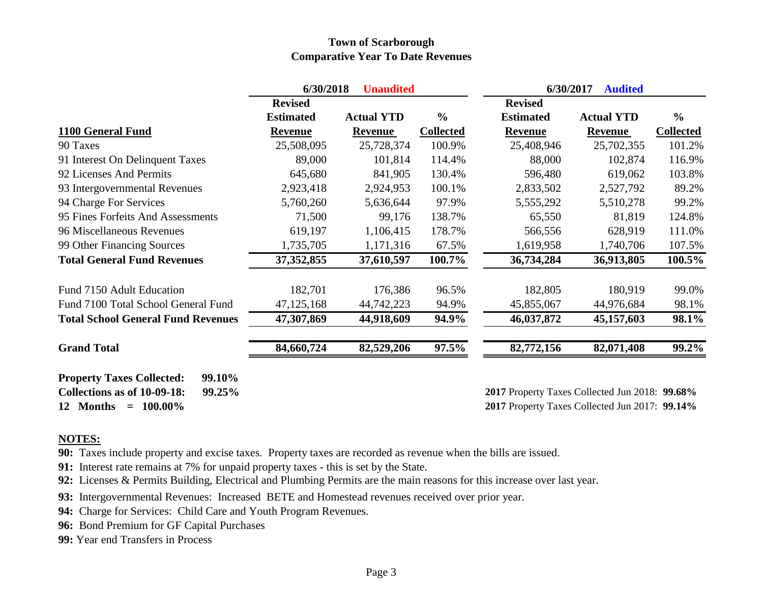# Town of Scarborough
## Comparative Year To Date Revenues

| | 6/30/2018 Unaudited | | | 6/30/2017 Audited | | |
|---|---|---|---|---|---|---|
| **1100 General Fund** | **Revised Estimated Revenue** | **Actual YTD Revenue** | **% Collected** | **Revised Estimated Revenue** | **Actual YTD Revenue** | **% Collected** |
| 90 Taxes | 25,508,095 | 25,728,374 | 100.9% | 25,408,946 | 25,702,355 | 101.2% |
| 91 Interest On Delinquent Taxes | 89,000 | 101,814 | 114.4% | 88,000 | 102,874 | 116.9% |
| 92 Licenses And Permits | 645,680 | 841,905 | 130.4% | 596,480 | 619,062 | 103.8% |
| 93 Intergovernmental Revenues | 2,923,418 | 2,924,953 | 100.1% | 2,833,502 | 2,527,792 | 89.2% |
| 94 Charge For Services | 5,760,260 | 5,636,644 | 97.9% | 5,555,292 | 5,510,278 | 99.2% |
| 95 Fines Forfeits And Assessments | 71,500 | 99,176 | 138.7% | 65,550 | 81,819 | 124.8% |
| 96 Miscellaneous Revenues | 619,197 | 1,106,415 | 178.7% | 566,556 | 628,919 | 111.0% |
| 99 Other Financing Sources | 1,735,705 | 1,171,316 | 67.5% | 1,619,958 | 1,740,706 | 107.5% |
| **Total General Fund Revenues** | **37,352,855** | **37,610,597** | **100.7%** | **36,734,284** | **36,913,805** | **100.5%** |
| Fund 7150 Adult Education | 182,701 | 176,386 | 96.5% | 182,805 | 180,919 | 99.0% |
| Fund 7100 Total School General Fund | 47,125,168 | 44,742,223 | 94.9% | 45,855,067 | 44,976,684 | 98.1% |
| **Total School General Fund Revenues** | **47,307,869** | **44,918,609** | **94.9%** | **46,037,872** | **45,157,603** | **98.1%** |
| **Grand Total** | **84,660,724** | **82,529,206** | **97.5%** | **82,772,156** | **82,071,408** | **99.2%** |

**Property Taxes Collected: 99.10%**
**Collections as of 10-09-18: 99.25%**
**12 Months = 100.00%**

**2017** Property Taxes Collected Jun 2018: **99.68%**
**2017** Property Taxes Collected Jun 2017: **99.14%**

**NOTES:**

**90:** Taxes include property and excise taxes. Property taxes are recorded as revenue when the bills are issued.

**91:** Interest rate remains at 7% for unpaid property taxes - this is set by the State.

**92:** Licenses & Permits Building, Electrical and Plumbing Permits are the main reasons for this increase over last year.

**93:** Intergovernmental Revenues: Increased BETE and Homestead revenues received over prior year.

**94:** Charge for Services: Child Care and Youth Program Revenues.

**96:** Bond Premium for GF Capital Purchases

**99:** Year end Transfers in Process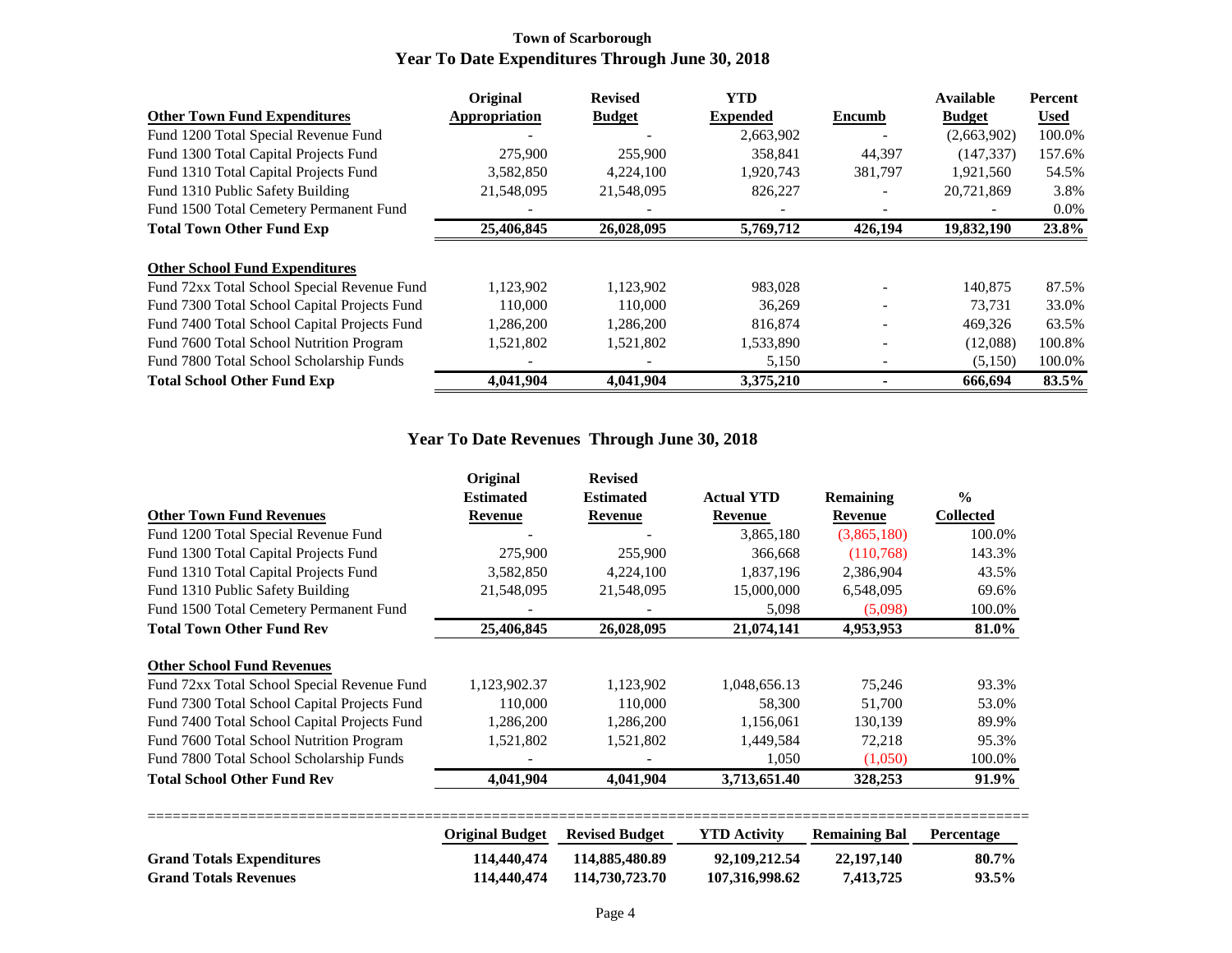## Town of Scarborough

## Year To Date Expenditures Through June 30, 2018

| Other Town Fund Expenditures | Original Appropriation | Revised Budget | YTD Expended | Encumb | Available Budget | Percent Used |
|---|---|---|---|---|---|---|
| Fund 1200 Total Special Revenue Fund | - | - | 2,663,902 | - | (2,663,902) | 100.0% |
| Fund 1300 Total Capital Projects Fund | 275,900 | 255,900 | 358,841 | 44,397 | (147,337) | 157.6% |
| Fund 1310 Total Capital Projects Fund | 3,582,850 | 4,224,100 | 1,920,743 | 381,797 | 1,921,560 | 54.5% |
| Fund 1310 Public Safety Building | 21,548,095 | 21,548,095 | 826,227 | - | 20,721,869 | 3.8% |
| Fund 1500 Total Cemetery Permanent Fund | - | - | - | - | - | 0.0% |
| **Total Town Other Fund Exp** | **25,406,845** | **26,028,095** | **5,769,712** | **426,194** | **19,832,190** | **23.8%** |

| Other School Fund Expenditures | Original Appropriation | Revised Budget | YTD Expended | Encumb | Available Budget | Percent Used |
|---|---|---|---|---|---|---|
| Fund 72xx Total School Special Revenue Fund | 1,123,902 | 1,123,902 | 983,028 | - | 140,875 | 87.5% |
| Fund 7300 Total School Capital Projects Fund | 110,000 | 110,000 | 36,269 | - | 73,731 | 33.0% |
| Fund 7400 Total School Capital Projects Fund | 1,286,200 | 1,286,200 | 816,874 | - | 469,326 | 63.5% |
| Fund 7600 Total School Nutrition Program | 1,521,802 | 1,521,802 | 1,533,890 | - | (12,088) | 100.8% |
| Fund 7800 Total School Scholarship Funds | - | - | 5,150 | - | (5,150) | 100.0% |
| **Total School Other Fund Exp** | **4,041,904** | **4,041,904** | **3,375,210** | **-** | **666,694** | **83.5%** |

## Year To Date Revenues Through June 30, 2018

| Other Town Fund Revenues | Original Estimated Revenue | Revised Estimated Revenue | Actual YTD Revenue | Remaining Revenue | % Collected |
|---|---|---|---|---|---|
| Fund 1200 Total Special Revenue Fund | - | - | 3,865,180 | (3,865,180) | 100.0% |
| Fund 1300 Total Capital Projects Fund | 275,900 | 255,900 | 366,668 | (110,768) | 143.3% |
| Fund 1310 Total Capital Projects Fund | 3,582,850 | 4,224,100 | 1,837,196 | 2,386,904 | 43.5% |
| Fund 1310 Public Safety Building | 21,548,095 | 21,548,095 | 15,000,000 | 6,548,095 | 69.6% |
| Fund 1500 Total Cemetery Permanent Fund | - | - | 5,098 | (5,098) | 100.0% |
| **Total Town Other Fund Rev** | **25,406,845** | **26,028,095** | **21,074,141** | **4,953,953** | **81.0%** |

| Other School Fund Revenues | Original Estimated Revenue | Revised Estimated Revenue | Actual YTD Revenue | Remaining Revenue | % Collected |
|---|---|---|---|---|---|
| Fund 72xx Total School Special Revenue Fund | 1,123,902.37 | 1,123,902 | 1,048,656.13 | 75,246 | 93.3% |
| Fund 7300 Total School Capital Projects Fund | 110,000 | 110,000 | 58,300 | 51,700 | 53.0% |
| Fund 7400 Total School Capital Projects Fund | 1,286,200 | 1,286,200 | 1,156,061 | 130,139 | 89.9% |
| Fund 7600 Total School Nutrition Program | 1,521,802 | 1,521,802 | 1,449,584 | 72,218 | 95.3% |
| Fund 7800 Total School Scholarship Funds | - | - | 1,050 | (1,050) | 100.0% |
| **Total School Other Fund Rev** | **4,041,904** | **4,041,904** | **3,713,651.40** | **328,253** | **91.9%** |

| | Original Budget | Revised Budget | YTD Activity | Remaining Bal | Percentage |
|---|---|---|---|---|---|
| **Grand Totals Expenditures** | **114,440,474** | **114,885,480.89** | **92,109,212.54** | **22,197,140** | **80.7%** |
| **Grand Totals Revenues** | **114,440,474** | **114,730,723.70** | **107,316,998.62** | **7,413,725** | **93.5%** |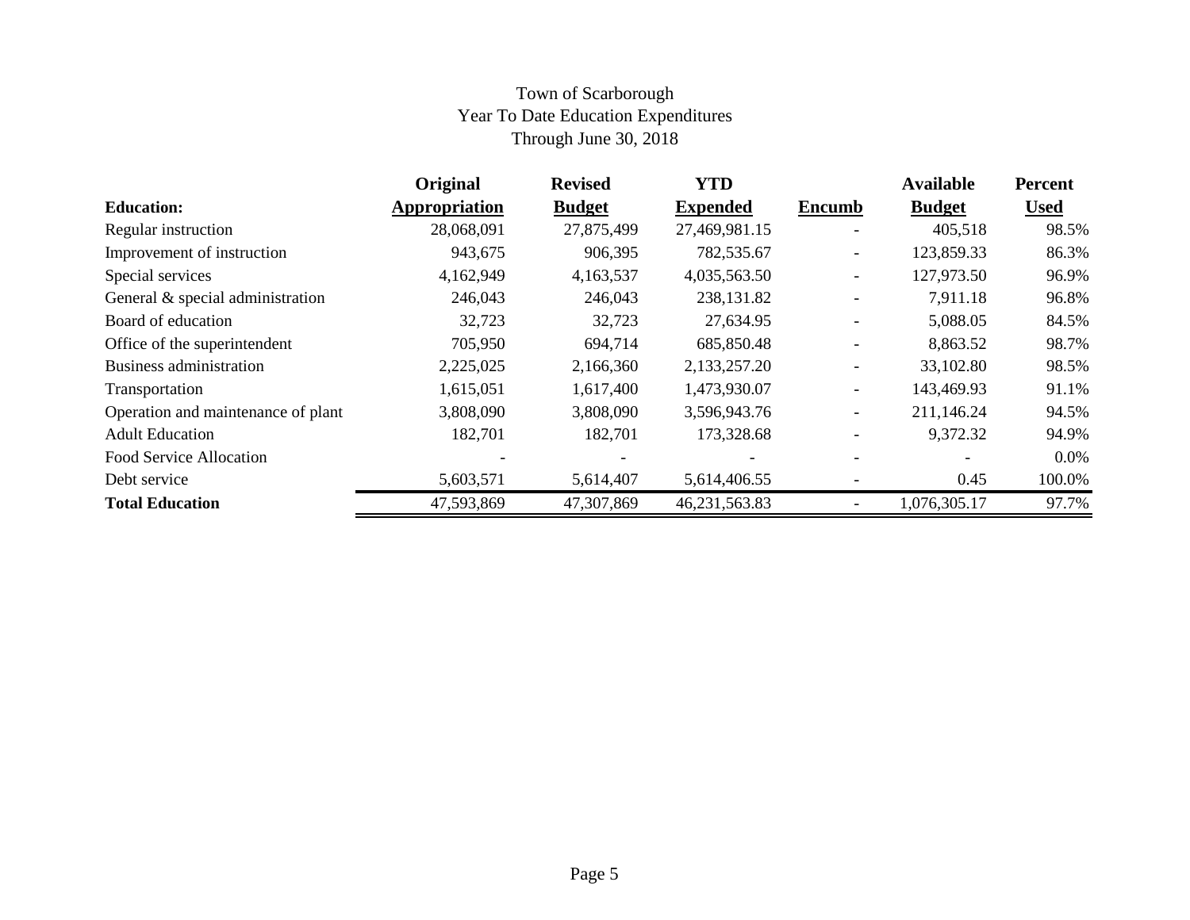# Town of Scarborough
## Year To Date Education Expenditures
### Through June 30, 2018

| Education: | Original Appropriation | Revised Budget | YTD Expended | Encumb | Available Budget | Percent Used |
|---|---|---|---|---|---|---|
| Regular instruction | 28,068,091 | 27,875,499 | 27,469,981.15 | - | 405,518 | 98.5% |
| Improvement of instruction | 943,675 | 906,395 | 782,535.67 | - | 123,859.33 | 86.3% |
| Special services | 4,162,949 | 4,163,537 | 4,035,563.50 | - | 127,973.50 | 96.9% |
| General & special administration | 246,043 | 246,043 | 238,131.82 | - | 7,911.18 | 96.8% |
| Board of education | 32,723 | 32,723 | 27,634.95 | - | 5,088.05 | 84.5% |
| Office of the superintendent | 705,950 | 694,714 | 685,850.48 | - | 8,863.52 | 98.7% |
| Business administration | 2,225,025 | 2,166,360 | 2,133,257.20 | - | 33,102.80 | 98.5% |
| Transportation | 1,615,051 | 1,617,400 | 1,473,930.07 | - | 143,469.93 | 91.1% |
| Operation and maintenance of plant | 3,808,090 | 3,808,090 | 3,596,943.76 | - | 211,146.24 | 94.5% |
| Adult Education | 182,701 | 182,701 | 173,328.68 | - | 9,372.32 | 94.9% |
| Food Service Allocation | - | - | - | - | - | 0.0% |
| Debt service | 5,603,571 | 5,614,407 | 5,614,406.55 | - | 0.45 | 100.0% |
| **Total Education** | 47,593,869 | 47,307,869 | 46,231,563.83 | - | 1,076,305.17 | 97.7% |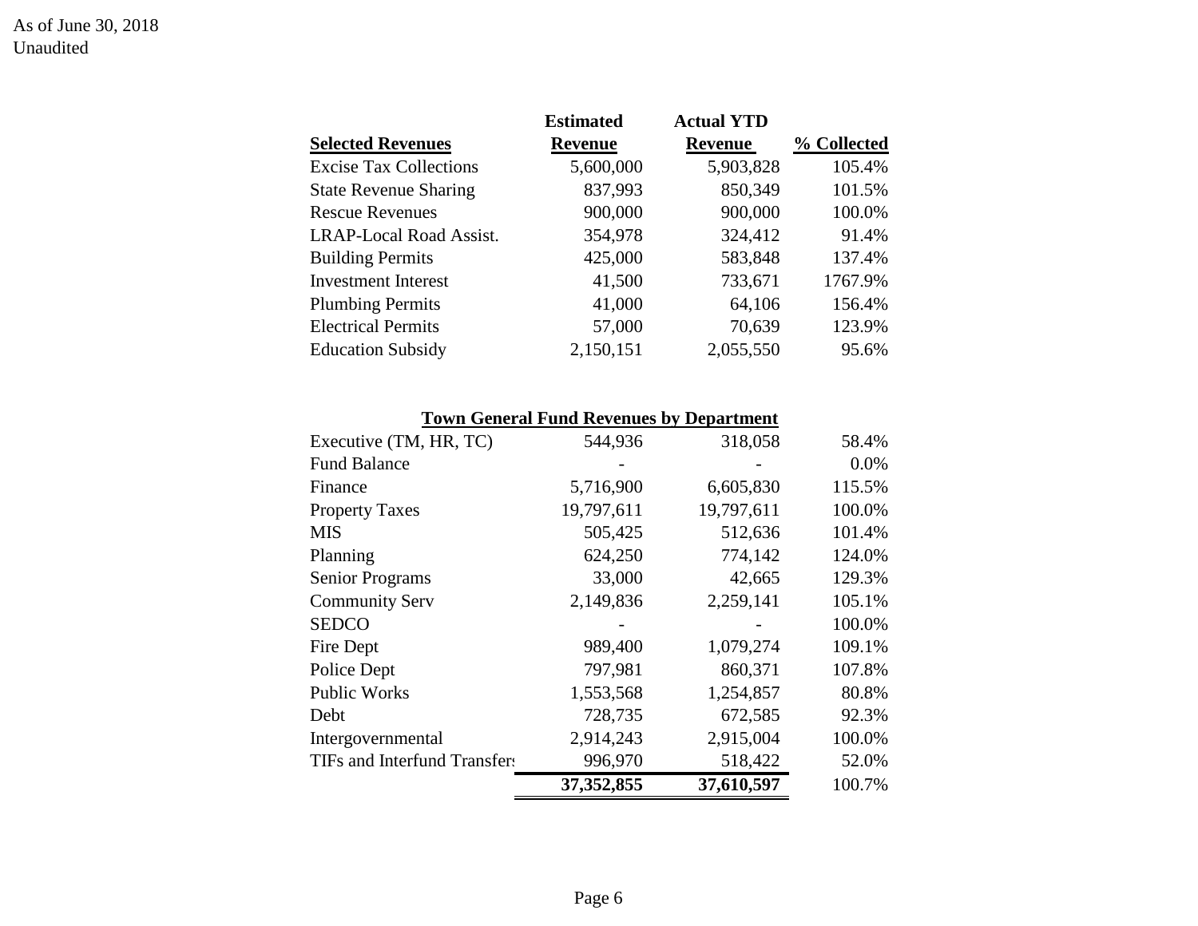As of June 30, 2018
Unaudited

| Selected Revenues | Estimated Revenue | Actual YTD Revenue | % Collected |
|---|---|---|---|
| Excise Tax Collections | 5,600,000 | 5,903,828 | 105.4% |
| State Revenue Sharing | 837,993 | 850,349 | 101.5% |
| Rescue Revenues | 900,000 | 900,000 | 100.0% |
| LRAP-Local Road Assist. | 354,978 | 324,412 | 91.4% |
| Building Permits | 425,000 | 583,848 | 137.4% |
| Investment Interest | 41,500 | 733,671 | 1767.9% |
| Plumbing Permits | 41,000 | 64,106 | 156.4% |
| Electrical Permits | 57,000 | 70,639 | 123.9% |
| Education Subsidy | 2,150,151 | 2,055,550 | 95.6% |

**Town General Fund Revenues by Department**

| | | | |
|---|---|---|---|
| Executive (TM, HR, TC) | 544,936 | 318,058 | 58.4% |
| Fund Balance | - | - | 0.0% |
| Finance | 5,716,900 | 6,605,830 | 115.5% |
| Property Taxes | 19,797,611 | 19,797,611 | 100.0% |
| MIS | 505,425 | 512,636 | 101.4% |
| Planning | 624,250 | 774,142 | 124.0% |
| Senior Programs | 33,000 | 42,665 | 129.3% |
| Community Serv | 2,149,836 | 2,259,141 | 105.1% |
| SEDCO | - | - | 100.0% |
| Fire Dept | 989,400 | 1,079,274 | 109.1% |
| Police Dept | 797,981 | 860,371 | 107.8% |
| Public Works | 1,553,568 | 1,254,857 | 80.8% |
| Debt | 728,735 | 672,585 | 92.3% |
| Intergovernmental | 2,914,243 | 2,915,004 | 100.0% |
| TIFs and Interfund Transfers | 996,970 | 518,422 | 52.0% |
| | **37,352,855** | **37,610,597** | 100.7% |